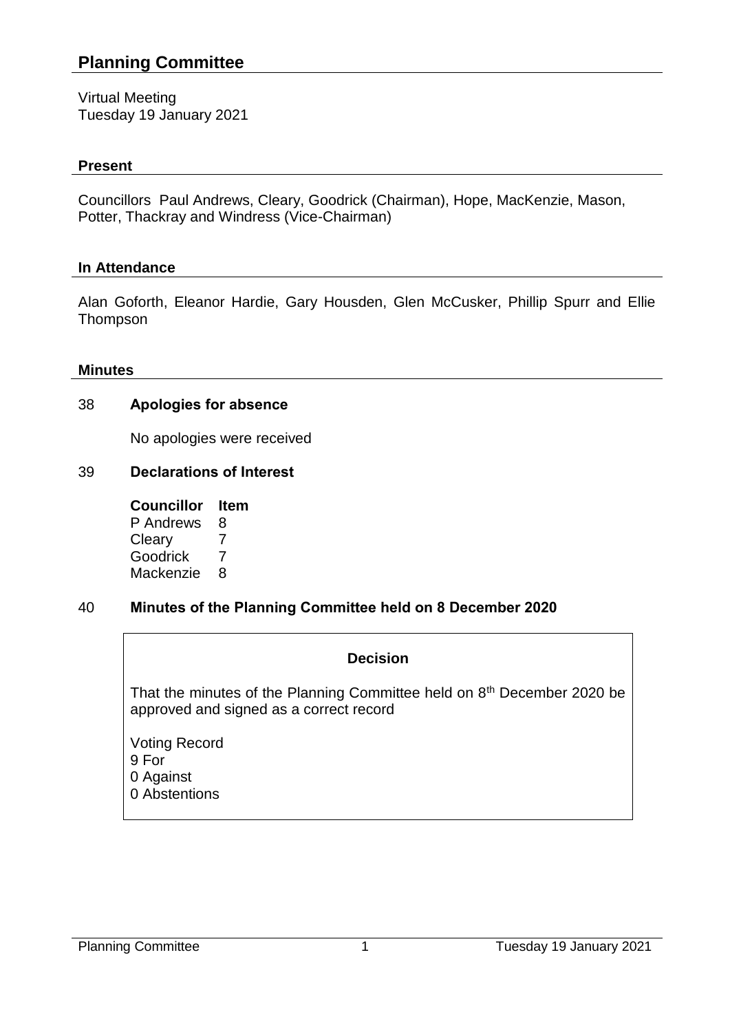# Planning Committee

Virtual Meeting
Tuesday 19 January 2021

## Present

Councillors Paul Andrews, Cleary, Goodrick (Chairman), Hope, MacKenzie, Mason, Potter, Thackray and Windress (Vice-Chairman)

## In Attendance

Alan Goforth, Eleanor Hardie, Gary Housden, Glen McCusker, Phillip Spurr and Ellie Thompson

## Minutes

### 38 Apologies for absence

No apologies were received

### 39 Declarations of Interest

| Councillor | Item |
|---|---|
| P Andrews | 8 |
| Cleary | 7 |
| Goodrick | 7 |
| Mackenzie | 8 |

### 40 Minutes of the Planning Committee held on 8 December 2020

**Decision**

That the minutes of the Planning Committee held on 8th December 2020 be approved and signed as a correct record

Voting Record
9 For
0 Against
0 Abstentions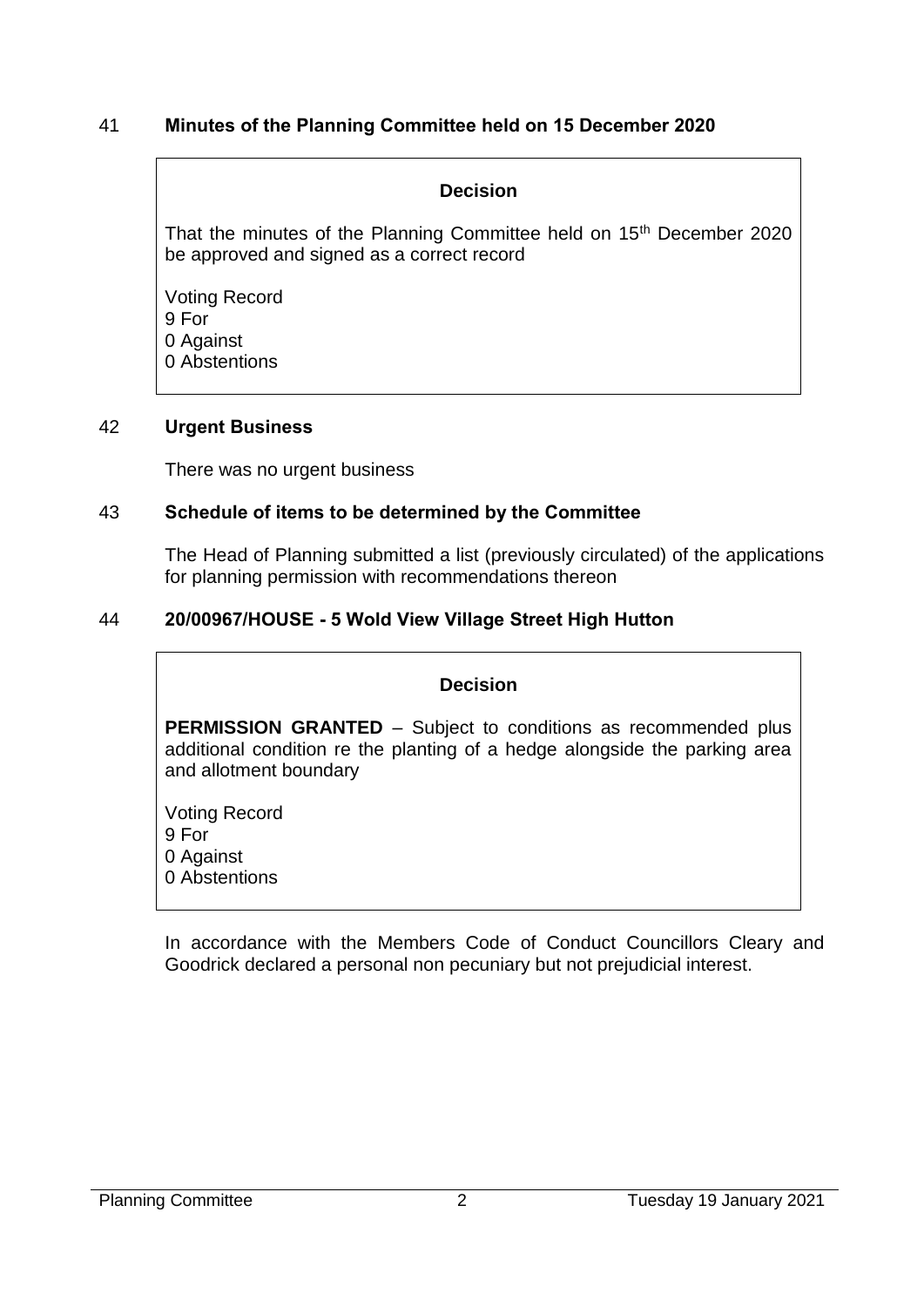## 41 Minutes of the Planning Committee held on 15 December 2020

**Decision**

That the minutes of the Planning Committee held on 15th December 2020 be approved and signed as a correct record

Voting Record
9 For
0 Against
0 Abstentions

## 42 Urgent Business

There was no urgent business

## 43 Schedule of items to be determined by the Committee

The Head of Planning submitted a list (previously circulated) of the applications for planning permission with recommendations thereon

## 44 20/00967/HOUSE - 5 Wold View Village Street High Hutton

**Decision**

**PERMISSION GRANTED** – Subject to conditions as recommended plus additional condition re the planting of a hedge alongside the parking area and allotment boundary

Voting Record
9 For
0 Against
0 Abstentions

In accordance with the Members Code of Conduct Councillors Cleary and Goodrick declared a personal non pecuniary but not prejudicial interest.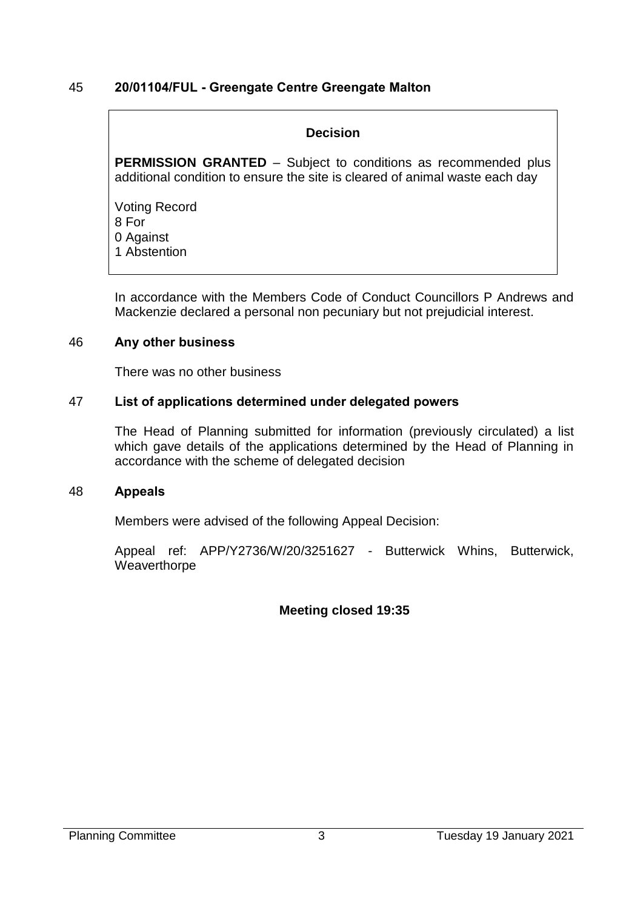## 45 **20/01104/FUL - Greengate Centre Greengate Malton**

**Decision**

**PERMISSION GRANTED** – Subject to conditions as recommended plus additional condition to ensure the site is cleared of animal waste each day

Voting Record
8 For
0 Against
1 Abstention

In accordance with the Members Code of Conduct Councillors P Andrews and Mackenzie declared a personal non pecuniary but not prejudicial interest.

## 46 **Any other business**

There was no other business

## 47 **List of applications determined under delegated powers**

The Head of Planning submitted for information (previously circulated) a list which gave details of the applications determined by the Head of Planning in accordance with the scheme of delegated decision

## 48 **Appeals**

Members were advised of the following Appeal Decision:

Appeal ref: APP/Y2736/W/20/3251627 - Butterwick Whins, Butterwick, Weaverthorpe

**Meeting closed 19:35**